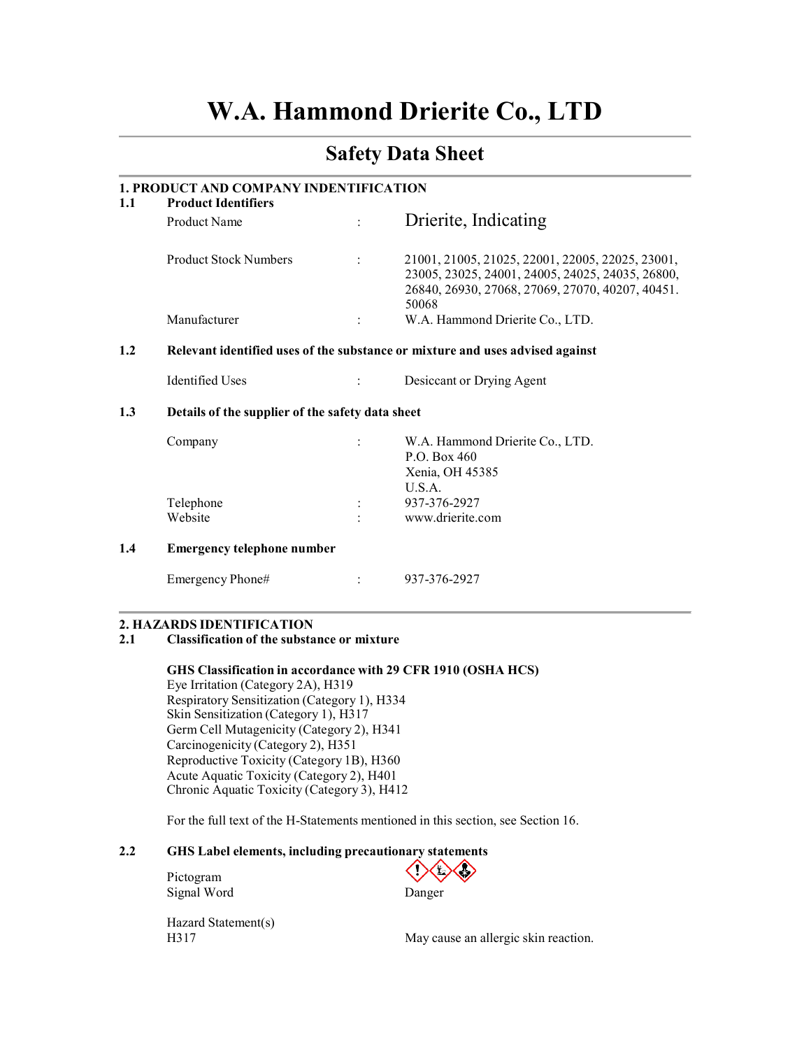# W.A. Hammond Drierite Co., LTD

## Safety Data Sheet

### 1. PRODUCT AND COMPANY INDENTIFICATION

**1.1 Product Identifiers**

| | | |
|---|---|---|
| Product Name | : | Drierite, Indicating |
| Product Stock Numbers | : | 21001, 21005, 21025, 22001, 22005, 22025, 23001, 23005, 23025, 24001, 24005, 24025, 24035, 26800, 26840, 26930, 27068, 27069, 27070, 40207, 40451. 50068 |
| Manufacturer | : | W.A. Hammond Drierite Co., LTD. |

**1.2 Relevant identified uses of the substance or mixture and uses advised against**

| | | |
|---|---|---|
| Identified Uses | : | Desiccant or Drying Agent |

**1.3 Details of the supplier of the safety data sheet**

| | | |
|---|---|---|
| Company | : | W.A. Hammond Drierite Co., LTD.<br>P.O. Box 460<br>Xenia, OH 45385<br>U.S.A. |
| Telephone | : | 937-376-2927 |
| Website | : | www.drierite.com |

**1.4 Emergency telephone number**

| | | |
|---|---|---|
| Emergency Phone# | : | 937-376-2927 |

### 2. HAZARDS IDENTIFICATION

**2.1 Classification of the substance or mixture**

**GHS Classification in accordance with 29 CFR 1910 (OSHA HCS)**

Eye Irritation (Category 2A), H319
Respiratory Sensitization (Category 1), H334
Skin Sensitization (Category 1), H317
Germ Cell Mutagenicity (Category 2), H341
Carcinogenicity (Category 2), H351
Reproductive Toxicity (Category 1B), H360
Acute Aquatic Toxicity (Category 2), H401
Chronic Aquatic Toxicity (Category 3), H412

For the full text of the H-Statements mentioned in this section, see Section 16.

**2.2 GHS Label elements, including precautionary statements**

| | |
|---|---|
| Pictogram | |
| Signal Word | Danger |

Hazard Statement(s)

| | |
|---|---|
| H317 | May cause an allergic skin reaction. |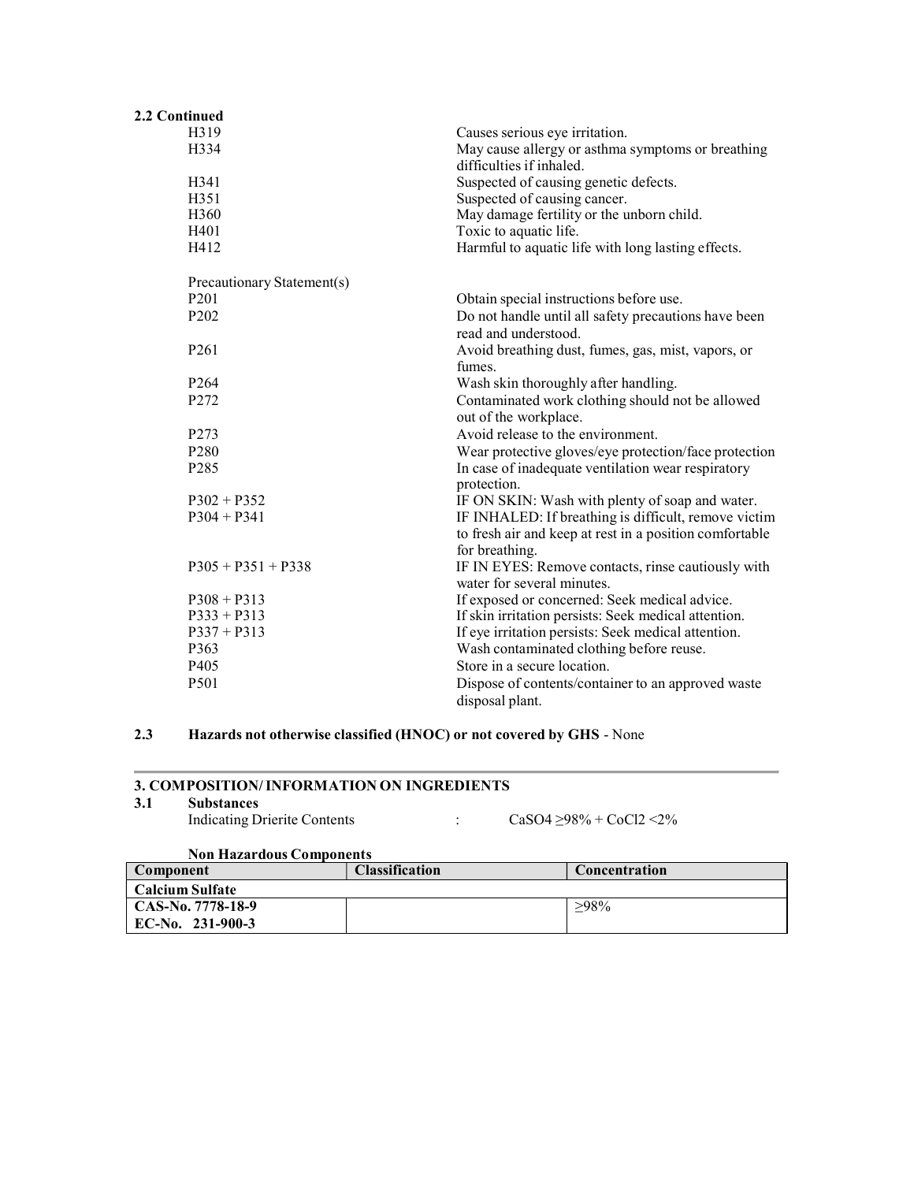**2.2 Continued**

| | |
|---|---|
| H319 | Causes serious eye irritation. |
| H334 | May cause allergy or asthma symptoms or breathing difficulties if inhaled. |
| H341 | Suspected of causing genetic defects. |
| H351 | Suspected of causing cancer. |
| H360 | May damage fertility or the unborn child. |
| H401 | Toxic to aquatic life. |
| H412 | Harmful to aquatic life with long lasting effects. |

Precautionary Statement(s)

| | |
|---|---|
| P201 | Obtain special instructions before use. |
| P202 | Do not handle until all safety precautions have been read and understood. |
| P261 | Avoid breathing dust, fumes, gas, mist, vapors, or fumes. |
| P264 | Wash skin thoroughly after handling. |
| P272 | Contaminated work clothing should not be allowed out of the workplace. |
| P273 | Avoid release to the environment. |
| P280 | Wear protective gloves/eye protection/face protection |
| P285 | In case of inadequate ventilation wear respiratory protection. |
| P302 + P352 | IF ON SKIN: Wash with plenty of soap and water. |
| P304 + P341 | IF INHALED: If breathing is difficult, remove victim to fresh air and keep at rest in a position comfortable for breathing. |
| P305 + P351 + P338 | IF IN EYES: Remove contacts, rinse cautiously with water for several minutes. |
| P308 + P313 | If exposed or concerned: Seek medical advice. |
| P333 + P313 | If skin irritation persists: Seek medical attention. |
| P337 + P313 | If eye irritation persists: Seek medical attention. |
| P363 | Wash contaminated clothing before reuse. |
| P405 | Store in a secure location. |
| P501 | Dispose of contents/container to an approved waste disposal plant. |

**2.3 Hazards not otherwise classified (HNOC) or not covered by GHS** - None

---

## 3. COMPOSITION/ INFORMATION ON INGREDIENTS

**3.1 Substances**

Indicating Drierite Contents : $CaSO_4$ ≥98% + $CoCl_2$ <2%

**Non Hazardous Components**

| Component | Classification | Concentration |
|---|---|---|
| **Calcium Sulfate** | | |
| **CAS-No. 7778-18-9**<br>**EC-No. 231-900-3** | | ≥98% |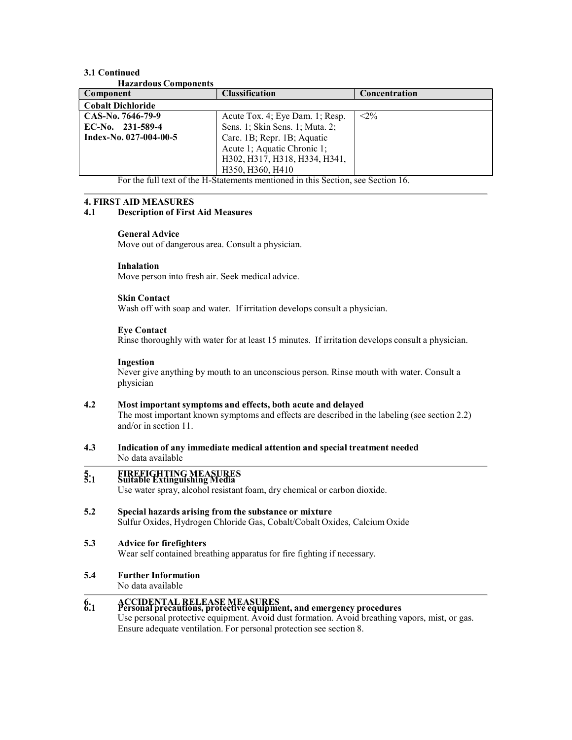**3.1 Continued**

**Hazardous Components**

| Component | Classification | Concentration |
|---|---|---|
| **Cobalt Dichloride** | | |
| **CAS-No. 7646-79-9**<br>**EC-No. 231-589-4**<br>**Index-No. 027-004-00-5** | Acute Tox. 4; Eye Dam. 1; Resp. Sens. 1; Skin Sens. 1; Muta. 2; Carc. 1B; Repr. 1B; Aquatic Acute 1; Aquatic Chronic 1; H302, H317, H318, H334, H341, H350, H360, H410 | <2% |

For the full text of the H-Statements mentioned in this Section, see Section 16.

## 4. FIRST AID MEASURES

### 4.1 Description of First Aid Measures

**General Advice**
Move out of dangerous area. Consult a physician.

**Inhalation**
Move person into fresh air. Seek medical advice.

**Skin Contact**
Wash off with soap and water. If irritation develops consult a physician.

**Eye Contact**
Rinse thoroughly with water for at least 15 minutes. If irritation develops consult a physician.

**Ingestion**
Never give anything by mouth to an unconscious person. Rinse mouth with water. Consult a physician

### 4.2 Most important symptoms and effects, both acute and delayed

The most important known symptoms and effects are described in the labeling (see section 2.2) and/or in section 11.

### 4.3 Indication of any immediate medical attention and special treatment needed

No data available

## 5. FIREFIGHTING MEASURES

### 5.1 Suitable Extinguishing Media

Use water spray, alcohol resistant foam, dry chemical or carbon dioxide.

### 5.2 Special hazards arising from the substance or mixture

Sulfur Oxides, Hydrogen Chloride Gas, Cobalt/Cobalt Oxides, Calcium Oxide

### 5.3 Advice for firefighters

Wear self contained breathing apparatus for fire fighting if necessary.

### 5.4 Further Information

No data available

## 6. ACCIDENTAL RELEASE MEASURES

### 6.1 Personal precautions, protective equipment, and emergency procedures

Use personal protective equipment. Avoid dust formation. Avoid breathing vapors, mist, or gas. Ensure adequate ventilation. For personal protection see section 8.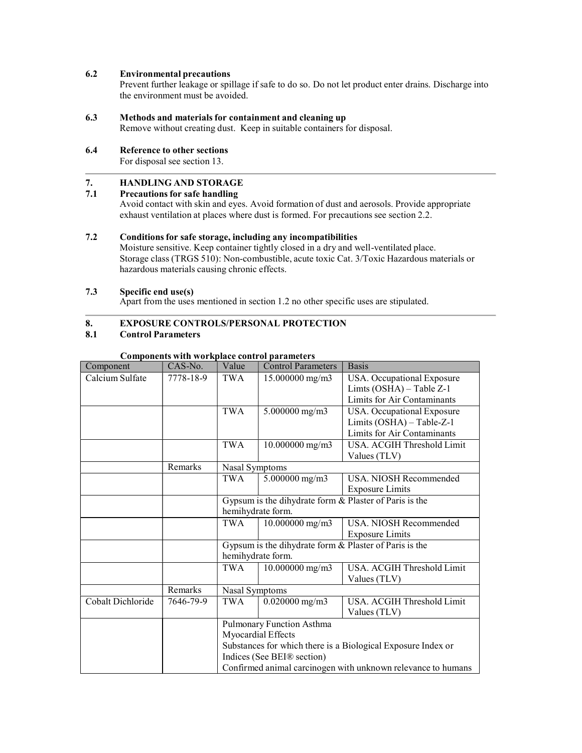### 6.2 Environmental precautions

Prevent further leakage or spillage if safe to do so. Do not let product enter drains. Discharge into the environment must be avoided.

### 6.3 Methods and materials for containment and cleaning up

Remove without creating dust. Keep in suitable containers for disposal.

### 6.4 Reference to other sections

For disposal see section 13.

## 7. HANDLING AND STORAGE

### 7.1 Precautions for safe handling

Avoid contact with skin and eyes. Avoid formation of dust and aerosols. Provide appropriate exhaust ventilation at places where dust is formed. For precautions see section 2.2.

### 7.2 Conditions for safe storage, including any incompatibilities

Moisture sensitive. Keep container tightly closed in a dry and well-ventilated place.
Storage class (TRGS 510): Non-combustible, acute toxic Cat. 3/Toxic Hazardous materials or hazardous materials causing chronic effects.

### 7.3 Specific end use(s)

Apart from the uses mentioned in section 1.2 no other specific uses are stipulated.

## 8. EXPOSURE CONTROLS/PERSONAL PROTECTION

### 8.1 Control Parameters

**Components with workplace control parameters**

| Component | CAS-No. | Value | Control Parameters | Basis |
|---|---|---|---|---|
| Calcium Sulfate | 7778-18-9 | TWA | 15.000000 mg/m3 | USA. Occupational Exposure Limts (OSHA) – Table Z-1 Limits for Air Contaminants |
| | | TWA | 5.000000 mg/m3 | USA. Occupational Exposure Limits (OSHA) – Table-Z-1 Limits for Air Contaminants |
| | | TWA | 10.000000 mg/m3 | USA. ACGIH Threshold Limit Values (TLV) |
| | Remarks | Nasal Symptoms | | |
| | | TWA | 5.000000 mg/m3 | USA. NIOSH Recommended Exposure Limits |
| | | Gypsum is the dihydrate form & Plaster of Paris is the hemihydrate form. | | |
| | | TWA | 10.000000 mg/m3 | USA. NIOSH Recommended Exposure Limits |
| | | Gypsum is the dihydrate form & Plaster of Paris is the hemihydrate form. | | |
| | | TWA | 10.000000 mg/m3 | USA. ACGIH Threshold Limit Values (TLV) |
| | Remarks | Nasal Symptoms | | |
| Cobalt Dichloride | 7646-79-9 | TWA | 0.020000 mg/m3 | USA. ACGIH Threshold Limit Values (TLV) |
| | | Pulmonary Function Asthma<br>Myocardial Effects<br>Substances for which there is a Biological Exposure Index or Indices (See BEI® section)<br>Confirmed animal carcinogen with unknown relevance to humans | | |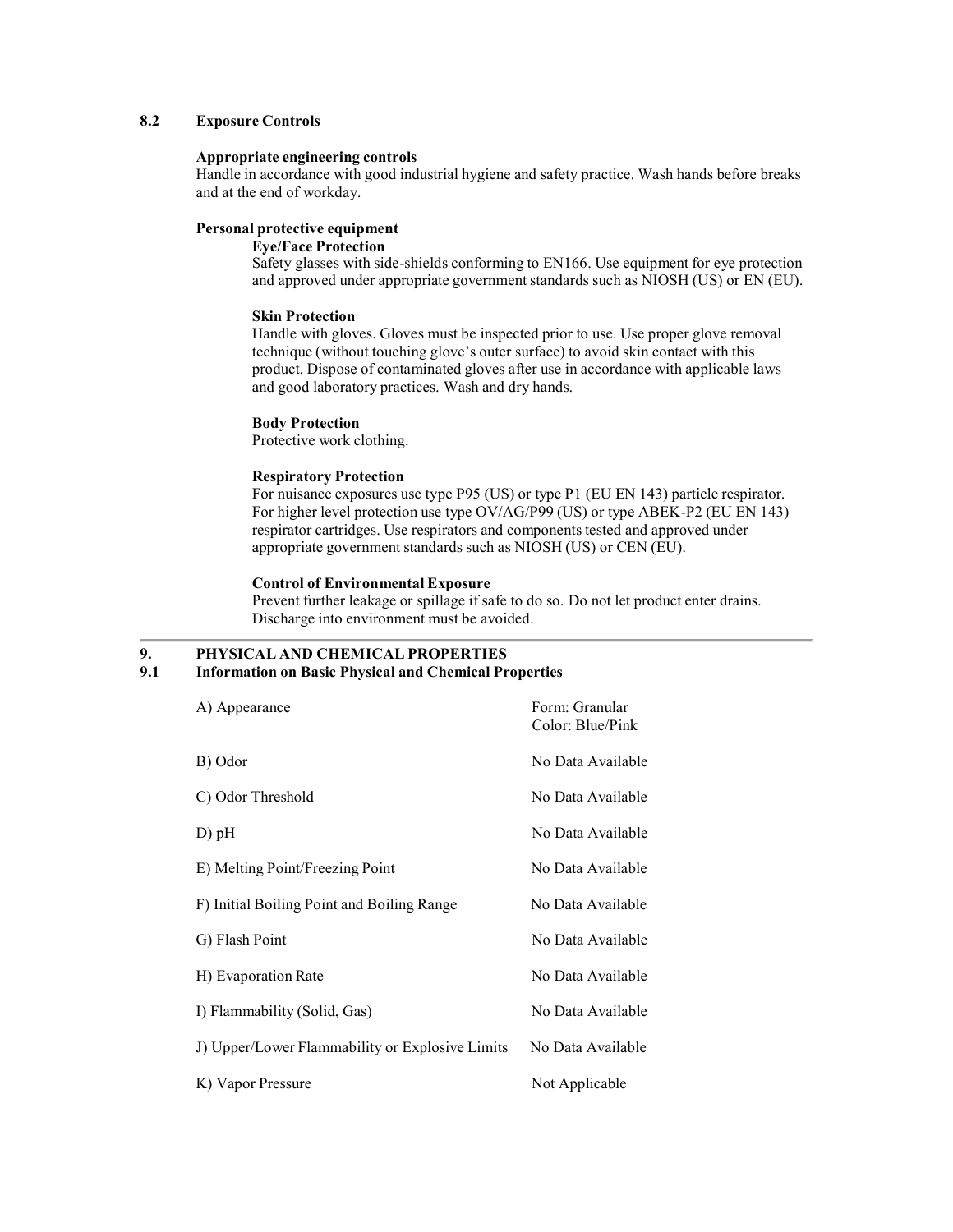### 8.2 Exposure Controls

**Appropriate engineering controls**

Handle in accordance with good industrial hygiene and safety practice. Wash hands before breaks and at the end of workday.

**Personal protective equipment**

**Eye/Face Protection**

Safety glasses with side-shields conforming to EN166. Use equipment for eye protection and approved under appropriate government standards such as NIOSH (US) or EN (EU).

**Skin Protection**

Handle with gloves. Gloves must be inspected prior to use. Use proper glove removal technique (without touching glove's outer surface) to avoid skin contact with this product. Dispose of contaminated gloves after use in accordance with applicable laws and good laboratory practices. Wash and dry hands.

**Body Protection**

Protective work clothing.

**Respiratory Protection**

For nuisance exposures use type P95 (US) or type P1 (EU EN 143) particle respirator. For higher level protection use type OV/AG/P99 (US) or type ABEK-P2 (EU EN 143) respirator cartridges. Use respirators and components tested and approved under appropriate government standards such as NIOSH (US) or CEN (EU).

**Control of Environmental Exposure**

Prevent further leakage or spillage if safe to do so. Do not let product enter drains. Discharge into environment must be avoided.

## 9. PHYSICAL AND CHEMICAL PROPERTIES

### 9.1 Information on Basic Physical and Chemical Properties

| Property | Value |
|---|---|
| A) Appearance | Form: Granular<br>Color: Blue/Pink |
| B) Odor | No Data Available |
| C) Odor Threshold | No Data Available |
| D) pH | No Data Available |
| E) Melting Point/Freezing Point | No Data Available |
| F) Initial Boiling Point and Boiling Range | No Data Available |
| G) Flash Point | No Data Available |
| H) Evaporation Rate | No Data Available |
| I) Flammability (Solid, Gas) | No Data Available |
| J) Upper/Lower Flammability or Explosive Limits | No Data Available |
| K) Vapor Pressure | Not Applicable |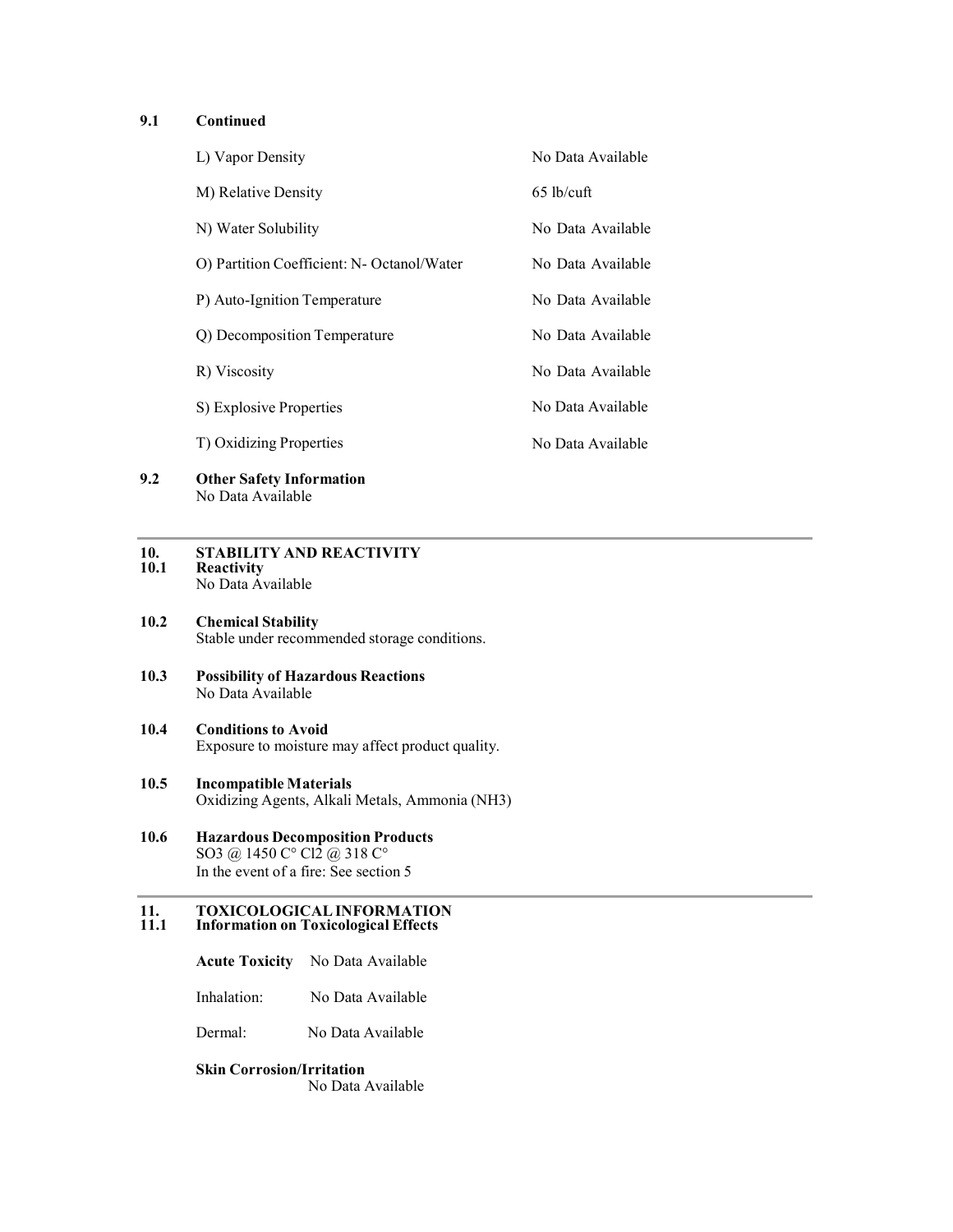**9.1 Continued**

| | |
|---|---|
| L) Vapor Density | No Data Available |
| M) Relative Density | 65 lb/cuft |
| N) Water Solubility | No Data Available |
| O) Partition Coefficient: N- Octanol/Water | No Data Available |
| P) Auto-Ignition Temperature | No Data Available |
| Q) Decomposition Temperature | No Data Available |
| R) Viscosity | No Data Available |
| S) Explosive Properties | No Data Available |
| T) Oxidizing Properties | No Data Available |

**9.2 Other Safety Information**
No Data Available

---

## 10. STABILITY AND REACTIVITY

**10.1 Reactivity**
No Data Available

**10.2 Chemical Stability**
Stable under recommended storage conditions.

**10.3 Possibility of Hazardous Reactions**
No Data Available

**10.4 Conditions to Avoid**
Exposure to moisture may affect product quality.

**10.5 Incompatible Materials**
Oxidizing Agents, Alkali Metals, Ammonia ($NH_3$)

**10.6 Hazardous Decomposition Products**
$SO_3$ @ 1450 C° $Cl_2$ @ 318 C°
In the event of a fire: See section 5

---

## 11. TOXICOLOGICAL INFORMATION

**11.1 Information on Toxicological Effects**

**Acute Toxicity** No Data Available

Inhalation: No Data Available

Dermal: No Data Available

**Skin Corrosion/Irritation**
No Data Available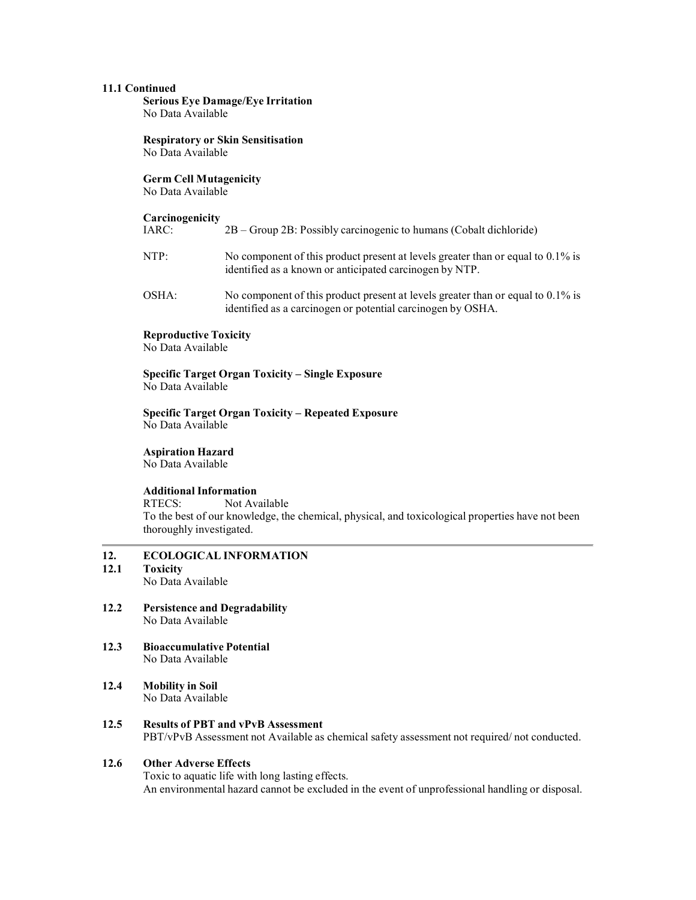**11.1 Continued**

**Serious Eye Damage/Eye Irritation**
No Data Available

**Respiratory or Skin Sensitisation**
No Data Available

**Germ Cell Mutagenicity**
No Data Available

**Carcinogenicity**

| | |
|---|---|
| IARC: | 2B – Group 2B: Possibly carcinogenic to humans (Cobalt dichloride) |
| NTP: | No component of this product present at levels greater than or equal to 0.1% is identified as a known or anticipated carcinogen by NTP. |
| OSHA: | No component of this product present at levels greater than or equal to 0.1% is identified as a carcinogen or potential carcinogen by OSHA. |

**Reproductive Toxicity**
No Data Available

**Specific Target Organ Toxicity – Single Exposure**
No Data Available

**Specific Target Organ Toxicity – Repeated Exposure**
No Data Available

**Aspiration Hazard**
No Data Available

**Additional Information**
RTECS: Not Available
To the best of our knowledge, the chemical, physical, and toxicological properties have not been thoroughly investigated.

## 12. ECOLOGICAL INFORMATION

### 12.1 Toxicity
No Data Available

### 12.2 Persistence and Degradability
No Data Available

### 12.3 Bioaccumulative Potential
No Data Available

### 12.4 Mobility in Soil
No Data Available

### 12.5 Results of PBT and vPvB Assessment
PBT/vPvB Assessment not Available as chemical safety assessment not required/ not conducted.

### 12.6 Other Adverse Effects
Toxic to aquatic life with long lasting effects.
An environmental hazard cannot be excluded in the event of unprofessional handling or disposal.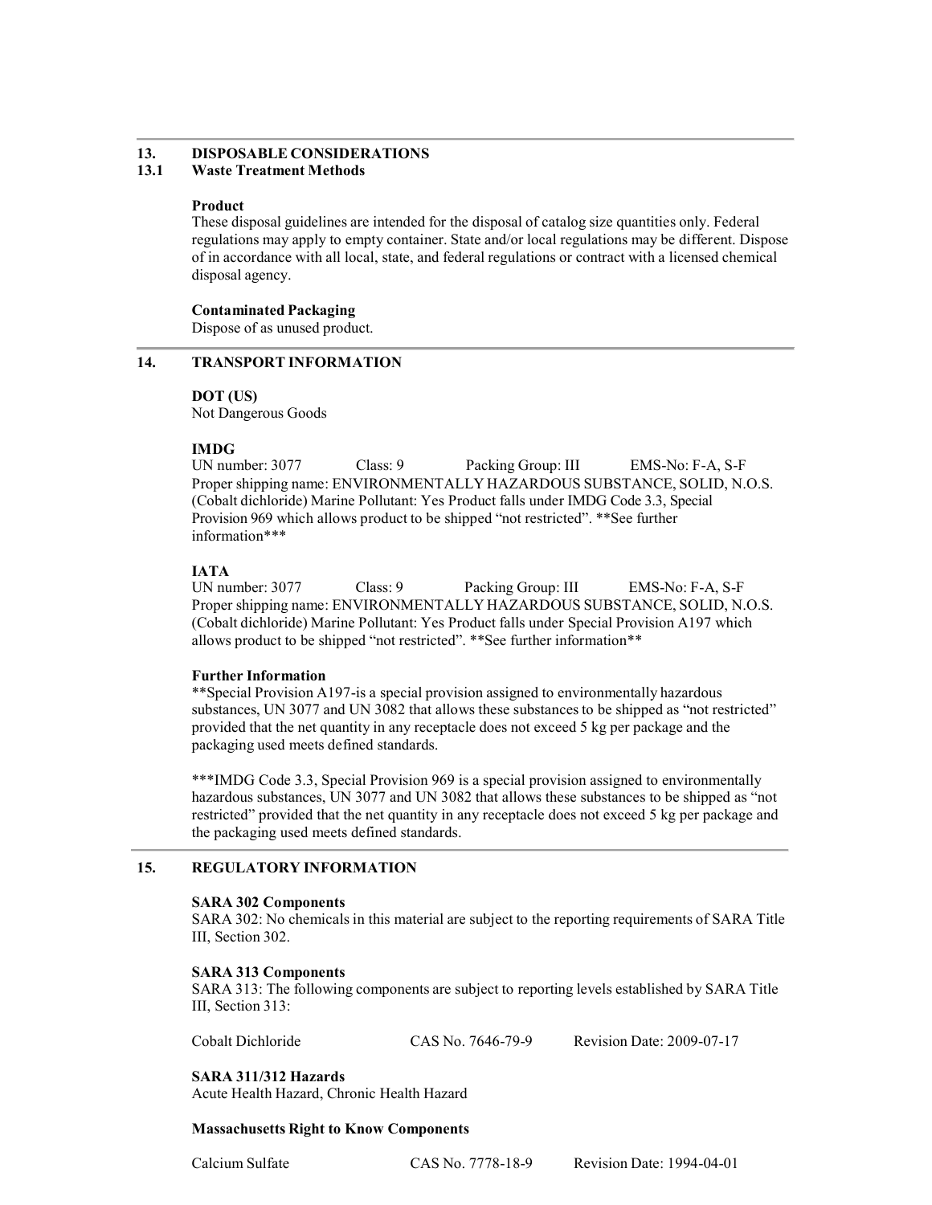## 13. DISPOSABLE CONSIDERATIONS

### 13.1 Waste Treatment Methods

**Product**

These disposal guidelines are intended for the disposal of catalog size quantities only. Federal regulations may apply to empty container. State and/or local regulations may be different. Dispose of in accordance with all local, state, and federal regulations or contract with a licensed chemical disposal agency.

**Contaminated Packaging**

Dispose of as unused product.

## 14. TRANSPORT INFORMATION

**DOT (US)**

Not Dangerous Goods

**IMDG**

UN number: 3077 Class: 9 Packing Group: III EMS-No: F-A, S-F

Proper shipping name: ENVIRONMENTALLY HAZARDOUS SUBSTANCE, SOLID, N.O.S. (Cobalt dichloride) Marine Pollutant: Yes Product falls under IMDG Code 3.3, Special Provision 969 which allows product to be shipped "not restricted". **See further information***

**IATA**

UN number: 3077 Class: 9 Packing Group: III EMS-No: F-A, S-F

Proper shipping name: ENVIRONMENTALLY HAZARDOUS SUBSTANCE, SOLID, N.O.S. (Cobalt dichloride) Marine Pollutant: Yes Product falls under Special Provision A197 which allows product to be shipped "not restricted". **See further information**

**Further Information**

**Special Provision A197-is a special provision assigned to environmentally hazardous substances, UN 3077 and UN 3082 that allows these substances to be shipped as "not restricted" provided that the net quantity in any receptacle does not exceed 5 kg per package and the packaging used meets defined standards.

***IMDG Code 3.3, Special Provision 969 is a special provision assigned to environmentally hazardous substances, UN 3077 and UN 3082 that allows these substances to be shipped as "not restricted" provided that the net quantity in any receptacle does not exceed 5 kg per package and the packaging used meets defined standards.

## 15. REGULATORY INFORMATION

**SARA 302 Components**

SARA 302: No chemicals in this material are subject to the reporting requirements of SARA Title III, Section 302.

**SARA 313 Components**

SARA 313: The following components are subject to reporting levels established by SARA Title III, Section 313:

| | | |
|---|---|---|
| Cobalt Dichloride | CAS No. 7646-79-9 | Revision Date: 2009-07-17 |

**SARA 311/312 Hazards**

Acute Health Hazard, Chronic Health Hazard

**Massachusetts Right to Know Components**

| | | |
|---|---|---|
| Calcium Sulfate | CAS No. 7778-18-9 | Revision Date: 1994-04-01 |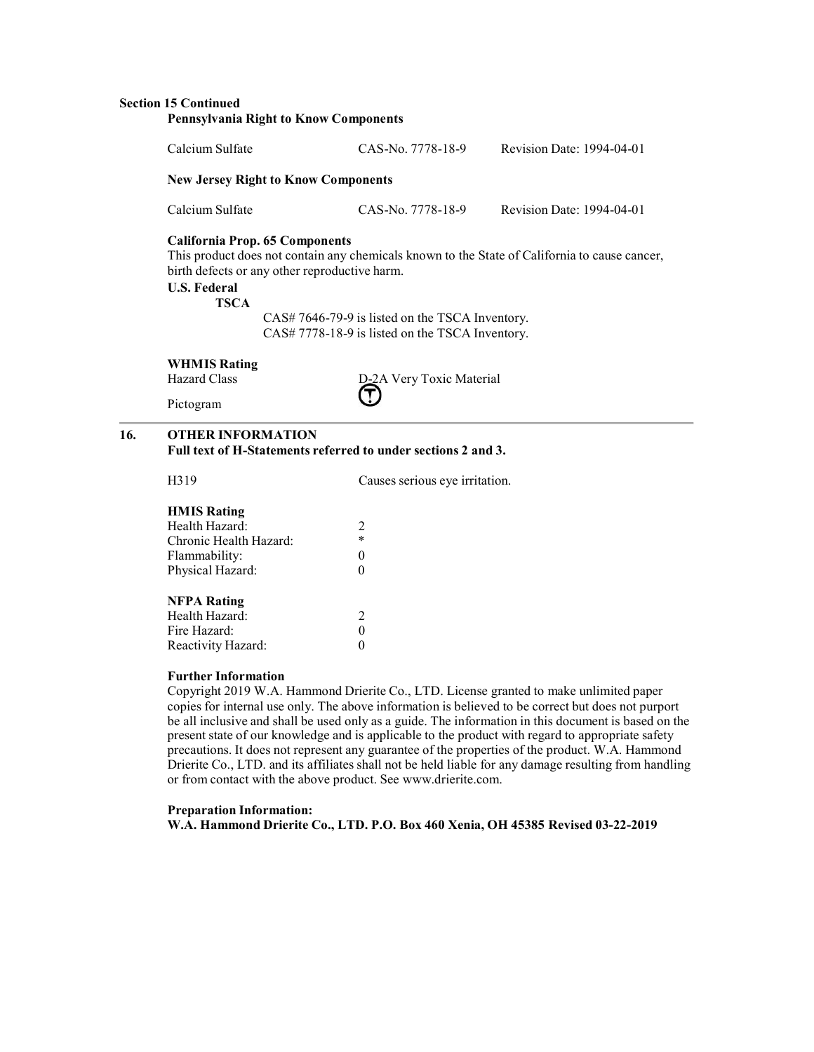**Section 15 Continued**

**Pennsylvania Right to Know Components**

| | | |
|---|---|---|
| Calcium Sulfate | CAS-No. 7778-18-9 | Revision Date: 1994-04-01 |

**New Jersey Right to Know Components**

| | | |
|---|---|---|
| Calcium Sulfate | CAS-No. 7778-18-9 | Revision Date: 1994-04-01 |

**California Prop. 65 Components**

This product does not contain any chemicals known to the State of California to cause cancer, birth defects or any other reproductive harm.

**U.S. Federal**

**TSCA**

CAS# 7646-79-9 is listed on the TSCA Inventory.
CAS# 7778-18-9 is listed on the TSCA Inventory.

**WHMIS Rating**

| | |
|---|---|
| Hazard Class | D-2A Very Toxic Material |
| Pictogram | |

## 16. OTHER INFORMATION

**Full text of H-Statements referred to under sections 2 and 3.**

| | |
|---|---|
| H319 | Causes serious eye irritation. |

**HMIS Rating**

| | |
|---|---|
| Health Hazard: | 2 |
| Chronic Health Hazard: | * |
| Flammability: | 0 |
| Physical Hazard: | 0 |

**NFPA Rating**

| | |
|---|---|
| Health Hazard: | 2 |
| Fire Hazard: | 0 |
| Reactivity Hazard: | 0 |

**Further Information**

Copyright 2019 W.A. Hammond Drierite Co., LTD. License granted to make unlimited paper copies for internal use only. The above information is believed to be correct but does not purport be all inclusive and shall be used only as a guide. The information in this document is based on the present state of our knowledge and is applicable to the product with regard to appropriate safety precautions. It does not represent any guarantee of the properties of the product. W.A. Hammond Drierite Co., LTD. and its affiliates shall not be held liable for any damage resulting from handling or from contact with the above product. See www.drierite.com.

**Preparation Information:**

**W.A. Hammond Drierite Co., LTD. P.O. Box 460 Xenia, OH 45385 Revised 03-22-2019**